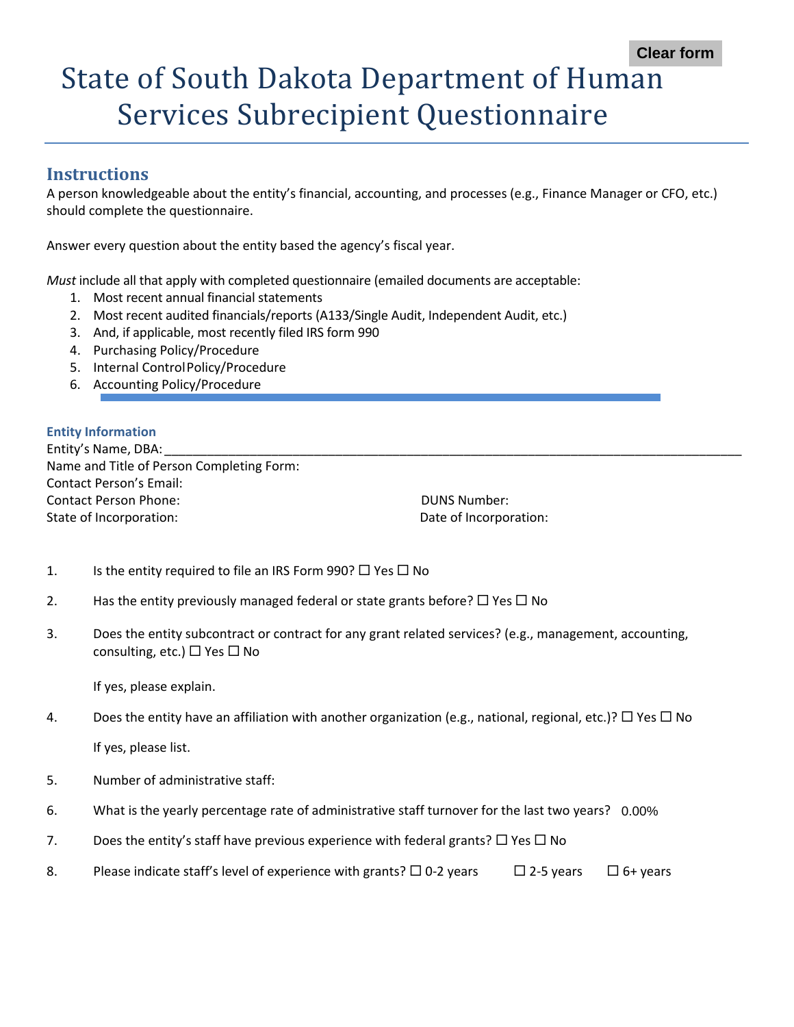Clear form

# State of South Dakota Department of Human Services Subrecipient Questionnaire

## Instructions

A person knowledgeable about the entity's financial, accounting, and processes (e.g., Finance Manager or CFO, etc.) should complete the questionnaire.

Answer every question about the entity based the agency's fiscal year.

*Must* include all that apply with completed questionnaire (emailed documents are acceptable:

1. Most recent annual financial statements
2. Most recent audited financials/reports (A133/Single Audit, Independent Audit, etc.)
3. And, if applicable, most recently filed IRS form 990
4. Purchasing Policy/Procedure
5. Internal Control Policy/Procedure
6. Accounting Policy/Procedure

### Entity Information

Entity's Name, DBA: ___________________________________________________________________________________

Name and Title of Person Completing Form:

Contact Person's Email:

Contact Person Phone:

DUNS Number:

State of Incorporation:

Date of Incorporation:

1. Is the entity required to file an IRS Form 990? ☐ Yes ☐ No

2. Has the entity previously managed federal or state grants before? ☐ Yes ☐ No

3. Does the entity subcontract or contract for any grant related services? (e.g., management, accounting, consulting, etc.) ☐ Yes ☐ No

   If yes, please explain.

4. Does the entity have an affiliation with another organization (e.g., national, regional, etc.)? ☐ Yes ☐ No

   If yes, please list.

5. Number of administrative staff:

6. What is the yearly percentage rate of administrative staff turnover for the last two years? 0.00%

7. Does the entity's staff have previous experience with federal grants? ☐ Yes ☐ No

8. Please indicate staff's level of experience with grants? ☐ 0-2 years ☐ 2-5 years ☐ 6+ years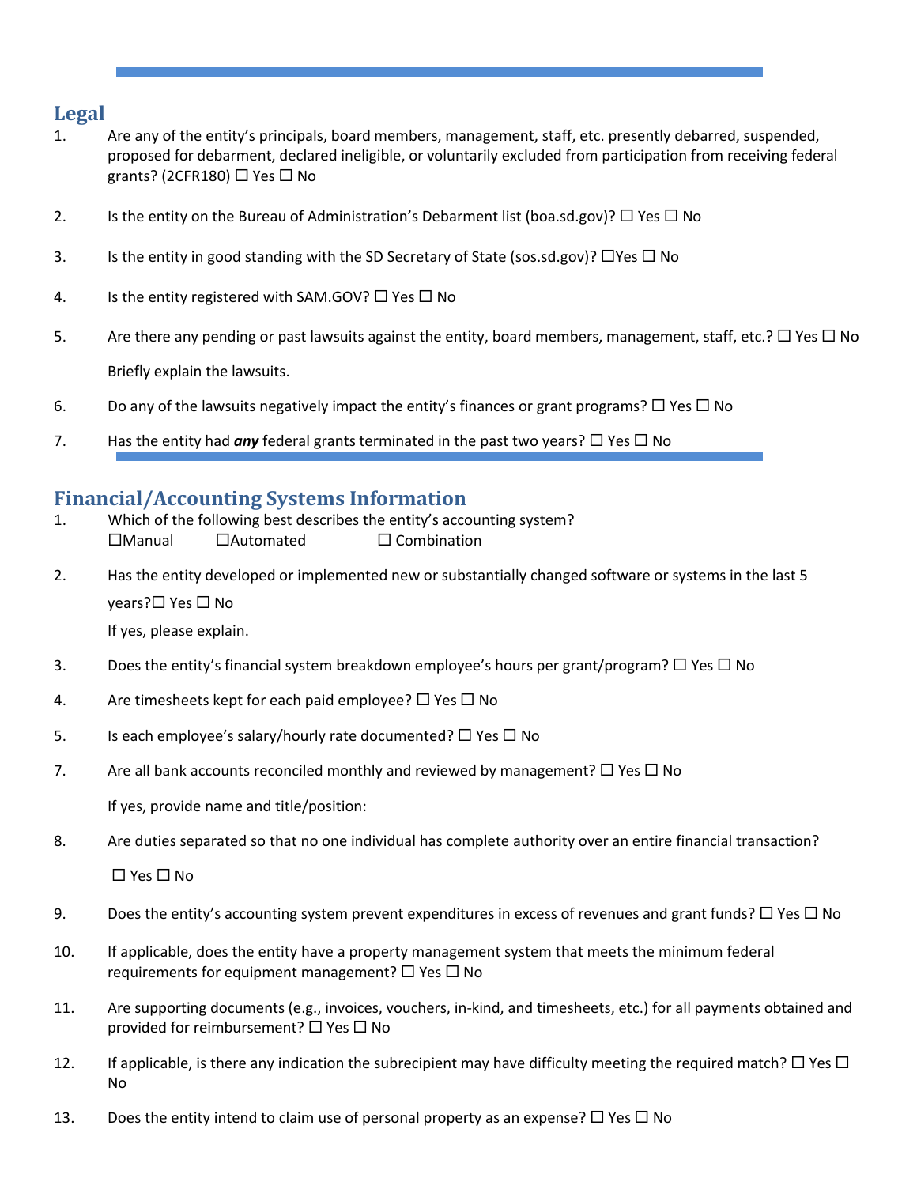## Legal

1. Are any of the entity's principals, board members, management, staff, etc. presently debarred, suspended, proposed for debarment, declared ineligible, or voluntarily excluded from participation from receiving federal grants? (2CFR180) ☐ Yes ☐ No

2. Is the entity on the Bureau of Administration's Debarment list (boa.sd.gov)? ☐ Yes ☐ No

3. Is the entity in good standing with the SD Secretary of State (sos.sd.gov)? ☐Yes ☐ No

4. Is the entity registered with SAM.GOV? ☐ Yes ☐ No

5. Are there any pending or past lawsuits against the entity, board members, management, staff, etc.? ☐ Yes ☐ No

   Briefly explain the lawsuits.

6. Do any of the lawsuits negatively impact the entity's finances or grant programs? ☐ Yes ☐ No

7. Has the entity had ***any*** federal grants terminated in the past two years? ☐ Yes ☐ No

## Financial/Accounting Systems Information

1. Which of the following best describes the entity's accounting system?
   ☐Manual ☐Automated ☐ Combination

2. Has the entity developed or implemented new or substantially changed software or systems in the last 5 years?☐ Yes ☐ No

   If yes, please explain.

3. Does the entity's financial system breakdown employee's hours per grant/program? ☐ Yes ☐ No

4. Are timesheets kept for each paid employee? ☐ Yes ☐ No

5. Is each employee's salary/hourly rate documented? ☐ Yes ☐ No

7. Are all bank accounts reconciled monthly and reviewed by management? ☐ Yes ☐ No

   If yes, provide name and title/position:

8. Are duties separated so that no one individual has complete authority over an entire financial transaction?

   ☐ Yes ☐ No

9. Does the entity's accounting system prevent expenditures in excess of revenues and grant funds? ☐ Yes ☐ No

10. If applicable, does the entity have a property management system that meets the minimum federal requirements for equipment management? ☐ Yes ☐ No

11. Are supporting documents (e.g., invoices, vouchers, in-kind, and timesheets, etc.) for all payments obtained and provided for reimbursement? ☐ Yes ☐ No

12. If applicable, is there any indication the subrecipient may have difficulty meeting the required match? ☐ Yes ☐ No

13. Does the entity intend to claim use of personal property as an expense? ☐ Yes ☐ No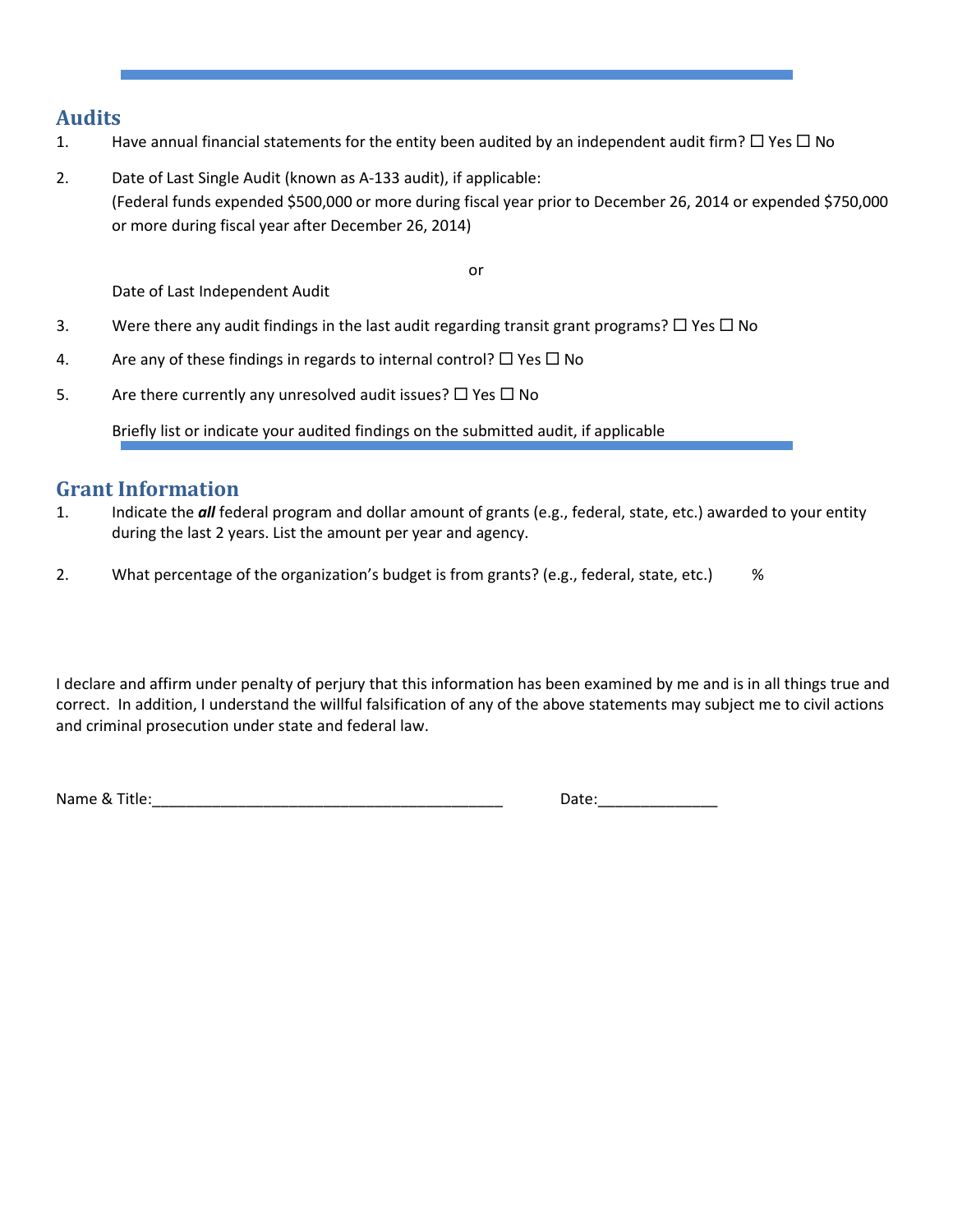## Audits

1. Have annual financial statements for the entity been audited by an independent audit firm? ☐ Yes ☐ No

2. Date of Last Single Audit (known as A-133 audit), if applicable:
   (Federal funds expended $500,000 or more during fiscal year prior to December 26, 2014 or expended $750,000 or more during fiscal year after December 26, 2014)

   or

   Date of Last Independent Audit

3. Were there any audit findings in the last audit regarding transit grant programs? ☐ Yes ☐ No

4. Are any of these findings in regards to internal control? ☐ Yes ☐ No

5. Are there currently any unresolved audit issues? ☐ Yes ☐ No

   Briefly list or indicate your audited findings on the submitted audit, if applicable

## Grant Information

1. Indicate the ***all*** federal program and dollar amount of grants (e.g., federal, state, etc.) awarded to your entity during the last 2 years. List the amount per year and agency.

2. What percentage of the organization's budget is from grants? (e.g., federal, state, etc.) %

I declare and affirm under penalty of perjury that this information has been examined by me and is in all things true and correct. In addition, I understand the willful falsification of any of the above statements may subject me to civil actions and criminal prosecution under state and federal law.

Name & Title:__________________________________________ Date:______________